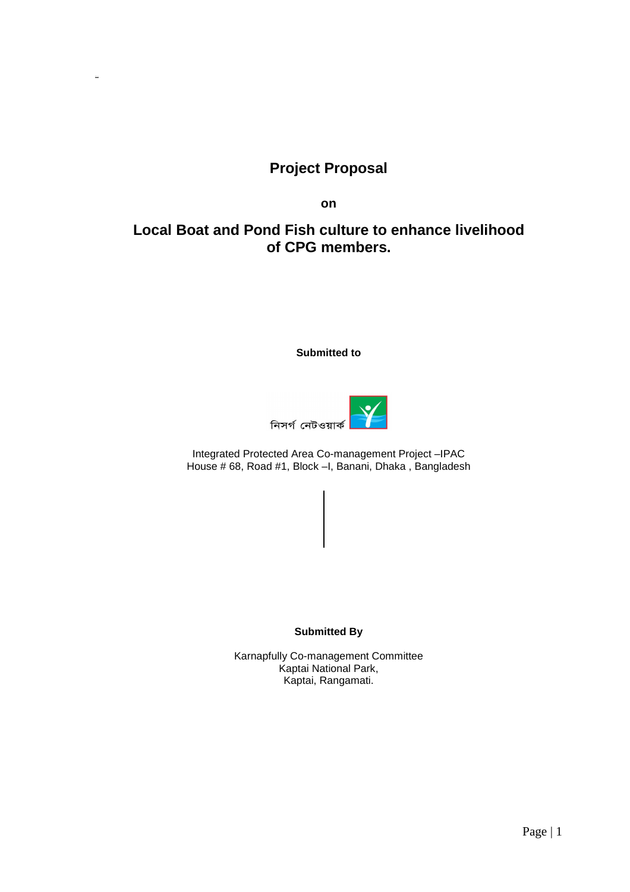# Project Proposal

**on**

## Local Boat and Pond Fish culture to enhance livelihood of CPG members.

**Submitted to**

নিসর্গ নেটওয়ার্ক

Integrated Protected Area Co-management Project –IPAC
House # 68, Road #1, Block –I, Banani, Dhaka , Bangladesh

**Submitted By**

Karnapfully Co-management Committee
Kaptai National Park,
Kaptai, Rangamati.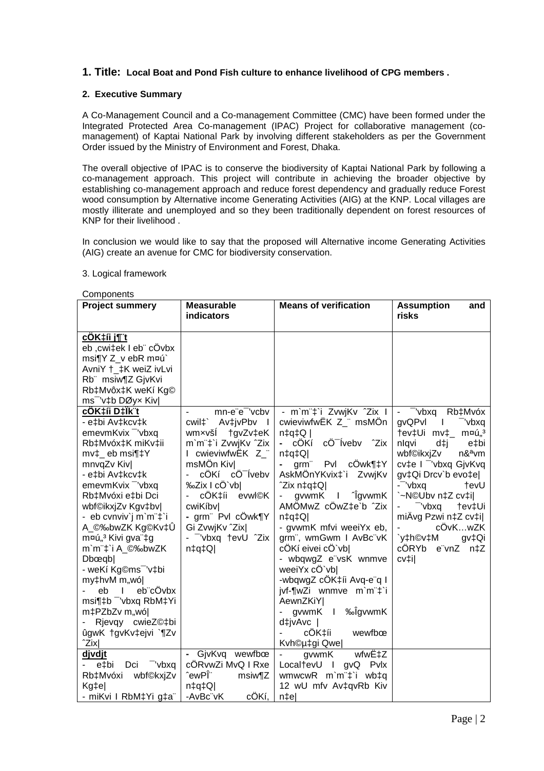## 1. Title: Local Boat and Pond Fish culture to enhance livelihood of CPG members .

### 2. Executive Summary

A Co-Management Council and a Co-management Committee (CMC) have been formed under the Integrated Protected Area Co-management (IPAC) Project for collaborative management (co-management) of Kaptai National Park by involving different stakeholders as per the Government Order issued by the Ministry of Environment and Forest, Dhaka.

The overall objective of IPAC is to conserve the biodiversity of Kaptai National Park by following a co-management approach. This project will contribute in achieving the broader objective by establishing co-management approach and reduce forest dependency and gradually reduce Forest wood consumption by Alternative income Generating Activities (AIG) at the KNP. Local villages are mostly illiterate and unemployed and so they been traditionally dependent on forest resources of KNP for their livelihood .

In conclusion we would like to say that the proposed will Alternative income Generating Activities (AIG) create an avenue for CMC for biodiversity conservation.

3. Logical framework

Components

| Project summery | Measurable indicators | Means of verification | Assumption and risks |
|---|---|---|---|
| **cÖK‡íi j¶¨t**<br>eb ,cwi‡ek I eb¨ cÖvbx msi¶Y Z\_v ebR m¤ú` AvniY †\_‡K weiZ ivLvi Rb¨ msiw¶Z GjvKvi Rb‡Mvôx‡K weKí Kg© ms¯'v‡b DØyx Kiv\| | | | |
| **cÖK‡íi D‡Ï¨t**<br>- e‡bi Av‡kcv‡k emevmKvix ¯'vbxq Rb‡Mvóx‡K miKv‡ii mv‡\_ eb msi¶‡Y mnvqZv Kiv\|<br>- e‡bi Av‡kcv‡k emevmKvix ¯'vbxq Rb‡Mvóxi e‡bi Dci wbf©ikxjZv Kgv‡bv\|<br>- eb cvnviv`j m`m¨‡`i A\_©‰bwZK Kg©Kv‡Û m¤ú„³ Kivi gva¨‡g m`m¨‡`i A\_©‰bwZK Dbœqb\|<br>- weKí Kg©ms¯'v‡bi my‡hvM m„wó\|<br>- eb I eb¨cÖvbx msi¶‡b ¯'vbxq RbM‡Yi m‡PZbZv m„wó\|<br>- Rjevqy cwieZ©‡bi ûgwK †gvKv‡ejvi `¶Zv ˆZix\| | - mn-e¨e¯'vcbv cwil‡` Av‡jvPbv I wm×vš͑ †gvZv‡eK m`m¨‡`i ZvwjKv ˆZix I cwieviwfËK Z\_¨ msMÖn Kiv\|<br>- cÖKí cÖ¯Ívebv ‰Zix I cÖ`vb\|<br>- cÖK‡íi evwl©K cwiKíbv\|<br>- grm¨ Pvl cÖwk¶Y Gi ZvwjKv ˆZix\|<br>- ¯'vbxq †evU ˆZix n‡q‡Q\| | - m`m¨‡`i ZvwjKv ˆZix I cwieviwfËK Z\_¨ msMÖn n‡q‡Q \|<br>- cÖKí cÖ¯Ívebv ˆZix n‡q‡Q\|<br>- grm¨ Pvl cÖwk¶‡Y AskMÖnYKvix‡`i ZvwjKv ˆZix n‡q‡Q\|<br>- gvwmK I ˆÎgvwmK AMÖMwZ cÖwZ‡e`b ˆZix n‡q‡Q\|<br>- gvwmK mfvi weeiYx eb, grm¨, wmGwm I AvBc¨vK cÖKí eivei cÖ`vb\|<br>- wbqwgZ e¨vsK wnmve weeiYx cÖ`vb\|<br>-wbqwgZ cÖK‡íi Avq-e¨q I jvf-¶wZi wnmve m`m¨‡`i AewnZKiY\|<br>- gvwmK I ‰ÎgvwmK d‡jvAvc \|<br>- cÖK‡íi wewfbœ Kvh©µ‡gi Qwe\| | - ¯'vbxq Rb‡Mvóx gvQPvl I ¯'vbxq †ev‡Ui mv‡\_ m¤ú„³ nIqvi d‡j e‡bi wbf©ikxjZv n&ªvm cv‡e I ¯'vbxq GjvKvq gv‡Qi Drcv`b evo‡e\|<br>-¯'vbxq †evU `~N©Ubv n‡Z cv‡i\|<br>- ¯'vbxq †ev‡Ui miÄvg Pzwi n‡Z cv‡i\|<br>- cÖvK…wZK `y‡h©v‡M gv‡Qi cÖRYb e¨vnZ n‡Z cv‡i\| |
| **djvdjt**<br>- e‡bi Dci ¯'vbxq Rb‡Mvóxi wbf©kxjZv Kg‡e\|<br>- miKvi I RbM‡Yi g‡a¨ | - GjvKvq wewfbœ cÖRvwZi MvQ I Rxe ˆewPÎ¨ msiw¶Z n‡q‡Q\|<br>-AvBc¨vK cÖKí, | - gvwmK wfwË‡Z Local†evU I gvQ Pvlx wmwcwR m`m¨‡`i wb‡q 12 wU mfv Av‡qvRb Kiv n‡e\| | |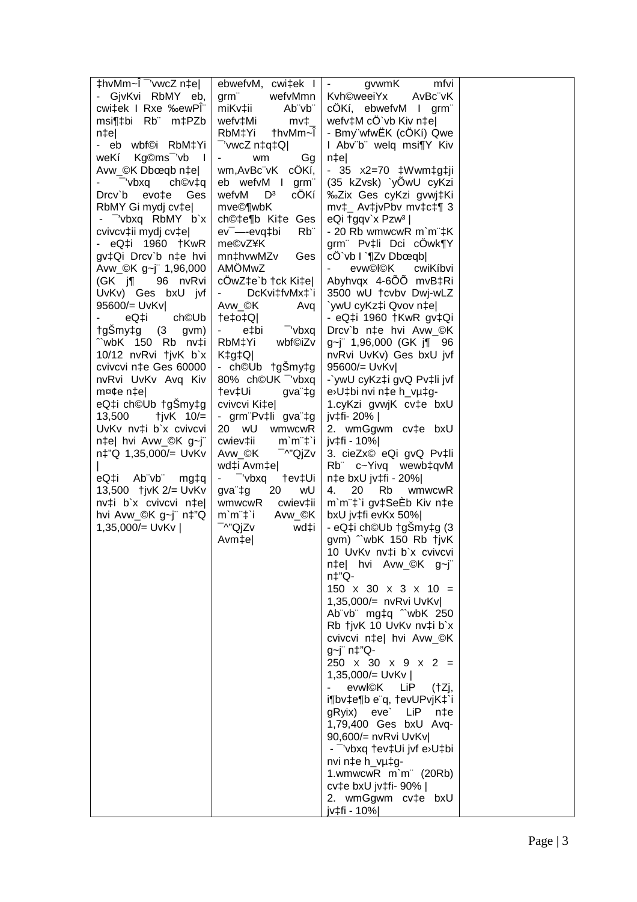| | | | |
|---|---|---|---|
| ‡hvMm~Î ¯'vwcZ n‡e\|<br>- GjvKvi RbMY eb, cwi‡ek I Rxe ‰ewPÎ¨ msi¶‡bi Rb¨ m‡PZb n‡e\|<br>- eb wbf©i RbM‡Yi weKí Kg©ms¯'vb I Avw_©K Dbœqb n‡e\|<br>- ¯'vbxq ch©v‡q Drcv`b evo‡e Ges RbMY Gi mydj cv‡e\|<br>- ¯'vbxq RbMY b`x cvivcv‡ii mydj cv‡e\|<br>- eQ‡i 1960 †KwR gv‡Qi Drcv`b n‡e hvi Avw_©K g~j¨ 1,96,000 (GK j¶ 96 nvRvi UvKv) Ges bxU jvf 95600/= UvKv\|<br>- eQ‡i ch©Ub †gŠmy‡g (3 gvm) ˆ`wbK 150 Rb nv‡i 10/12 nvRvi †jvK b`x cvivcvi n‡e Ges 60000 nvRvi UvKv Avq Kiv m¤¢e n‡e\|<br>eQ‡i ch©Ub †gŠmy‡g 13,500 †jvK 10/= UvKv nv‡i b`x cvivcvi n‡e\| hvi Avw_©K g~j¨ n‡"Q 1,35,000/= UvKv \|<br>eQ‡i Ab¨vb¨ mg‡q 13,500 †jvK 2/= UvKv nv‡i b`x cvivcvi n‡e\| hvi Avw_©K g~j¨ n‡"Q 1,35,000/= UvKv \| | ebwefvM, cwi‡ek I grm¨ wefvMmn miKv‡ii Ab¨vb¨ wefv‡Mi mv‡_ RbM‡Yi †hvMm~Î ¯'vwcZ n‡q‡Q\|<br>- wm Gg wm,AvBc¨vK cÖKí, eb wefvM I grm¨ wefvM D³ cÖKí ch©‡e¶b Ki‡e Ges ev¯—evq‡bi Rb¨ me©vZ¥K mn‡hvwMZv Ges AMÖMwZ cÖwZ‡e`b †ck Ki‡e\|<br>- DcKvi‡fvMx‡`i Avw_©K Avq †e‡o‡Q\|<br>- e‡bi ¯'vbxq RbM‡Yi wbf©iZv K‡g‡Q\|<br>- ch©Ub †gŠmy‡g 80% ch©UK ¯'vbxq †ev‡Ui gva¨‡g cvivcvi Ki‡e\|<br>- grm¨Pv‡li gva¨‡g 20 wU wmwcwR cwiev‡ii m`m¨‡`i Avw_©K ¯^"QjZv wd‡i Avm‡e\|<br>- ¯'vbxq †ev‡Ui gva¨‡g 20 wU wmwcwR cwiev‡ii m`m¨‡`i Avw_©K ¯^"QjZv wd‡i Avm‡e\| | - gvwmK mfvi Kvh©weeiYx AvBc¨vK cÖKí, ebwefvM I grm¨ wefv‡M cÖ`vb Kiv n‡e\|<br>- Bmy¨wfwËK (cÖKí) Qwe I Abv¨b¨ welq msi¶Y Kiv n‡e\|<br>- 35 x2=70 ‡Wwm‡g‡ji (35 kZvsk) `yÕwU cyKzi ‰Zix Ges cyKzi gvwj‡Ki mv‡_ Av‡jvPbv mv‡c‡¶ 3 eQi †gqv`x Pzw³ \|<br>- 20 Rb wmwcwR m`m¨‡K grm¨ Pv‡li Dci cÖwk¶Y cÖ`vb I `¶Zv Dbœqb\|<br>- evw©l©K cwiKíbvi Abyhvqx 4-6ÕÕ mvB‡Ri 3500 wU †cvbv Dwj-wLZ `ywU cyKz‡i Qvov n‡e\|<br>- eQ‡i 1960 †KwR gv‡Qi Drcv`b n‡e hvi Avw_©K g~j¨ 1,96,000 (GK j¶ 96 nvRvi UvKv) Ges bxU jvf 95600/= UvKv\|<br>-`ywU cyKz‡i gvQ Pv‡li jvf e›U‡bi nvi n‡e h_vµ‡g-<br>1.cyKzi gvwjK cv‡e bxU jv‡fi- 20% \|<br>2. wmGgwm cv‡e bxU jv‡fi - 10%\|<br>3. cieZx© eQi gvQ Pv‡li Rb¨ c~Yivq wewb‡qvM n‡e bxU jv‡fi - 20%\|<br>4. 20 Rb wmwcwR m`m¨‡`i gv‡SÈb Kiv n‡e bxU jv‡fi evKx 50%\|<br>- eQ‡i ch©Ub †gŠmy‡g (3 gvm) ˆ`wbK 150 Rb †jvK 10 UvKv nv‡i b`x cvivcvi n‡e\| hvi Avw_©K g~j¨ n‡"Q-<br>150 x 30 x 3 x 10 = 1,35,000/= nvRvi UvKv\|<br>Ab¨vb¨ mg‡q ˆ`wbK 250 Rb †jvK 10 UvKv nv‡i b`x cvivcvi n‡e\| hvi Avw_©K g~j¨ n‡"Q-<br>250 x 30 x 9 x 2 = 1,35,000/= UvKv \|<br>- evwl©K LiP (†Zj, i¶bv‡e¶b e¨q, †evUPvjK‡`i gRyix) eve` LiP n‡e 1,79,400 Ges bxU Avq- 90,600/= nvRvi UvKv\|<br>- ¯'vbxq †ev‡Ui jvf e›U‡bi nvi n‡e h_vµ‡g-<br>1.wmwcwR m`m¨ (20Rb) cv‡e bxU jv‡fi- 90% \|<br>2. wmGgwm cv‡e bxU jv‡fi - 10%\| | |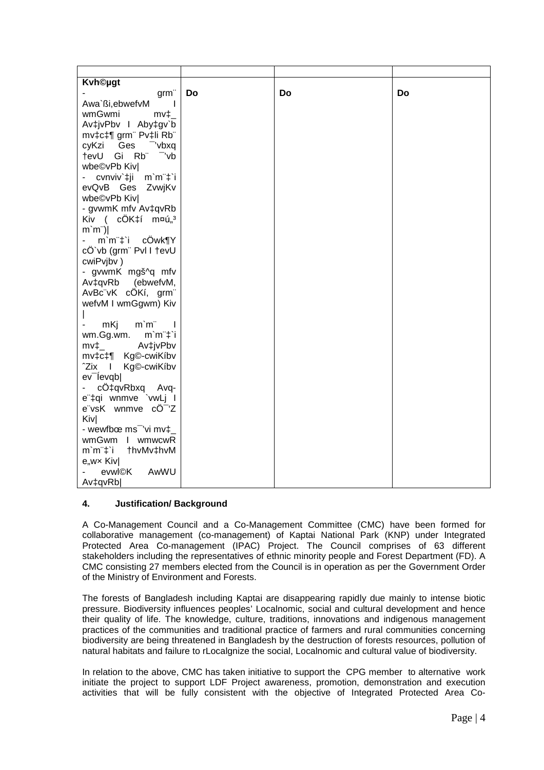| | | | |
|---|---|---|---|
| **Kvh©µgt**<br>- grm¨ Awa`ßi,ebwefvM I wmGwmi mv‡\_ Av‡jvPbv I Aby‡gv`b mv‡c‡¶ grm¨ Pv‡li Rb¨ cyKzi Ges ¯'vbxq †evU Gi Rb¨ ¯'vb wbe©vPb Kiv\|<br>- cvnviv`‡ji m`m¨‡`i evQvB Ges ZvwjKv wbe©vPb Kiv\|<br>- gvwmK mfv Av‡qvRb Kiv ( cÖK‡í m¤ú„³ m`m¨)\|<br>- m`m¨‡`i cÖwk¶Y cÖ`vb (grm¨ Pvl I †evU cwiPvjbv )<br>- gvwmK mgš^q mfv Av‡qvRb (ebwefvM, AvBc¨vK cÖKí, grm¨ wefvM I wmGgwm) Kiv \|<br>- mKj m`m¨ I wm.Gg.wm. m`m¨‡`i mv‡\_ Av‡jvPbv mv‡c‡¶ Kg©-cwiKíbv ˆZix I Kg©-cwiKíbv ev¯Íevqb\|<br>- cÖ‡qvRbxq Avq-e¨‡qi wnmve `vwLj I e¨vsK wnmve cÖ¯'Z Kiv\|<br>- wewfbœ ms¯'vi mv‡\_ wmGwm I wmwcwR m`m¨‡`i †hvMv‡hvM e„w× Kiv\|<br>- evwl©K AwWU Av‡qvRb\| | Do | Do | Do |

#### 4. Justification/ Background

A Co-Management Council and a Co-Management Committee (CMC) have been formed for collaborative management (co-management) of Kaptai National Park (KNP) under Integrated Protected Area Co-management (IPAC) Project. The Council comprises of 63 different stakeholders including the representatives of ethnic minority people and Forest Department (FD). A CMC consisting 27 members elected from the Council is in operation as per the Government Order of the Ministry of Environment and Forests.

The forests of Bangladesh including Kaptai are disappearing rapidly due mainly to intense biotic pressure. Biodiversity influences peoples' Localnomic, social and cultural development and hence their quality of life. The knowledge, culture, traditions, innovations and indigenous management practices of the communities and traditional practice of farmers and rural communities concerning biodiversity are being threatened in Bangladesh by the destruction of forests resources, pollution of natural habitats and failure to rLocalgnize the social, Localnomic and cultural value of biodiversity.

In relation to the above, CMC has taken initiative to support the CPG member to alternative work initiate the project to support LDF Project awareness, promotion, demonstration and execution activities that will be fully consistent with the objective of Integrated Protected Area Co-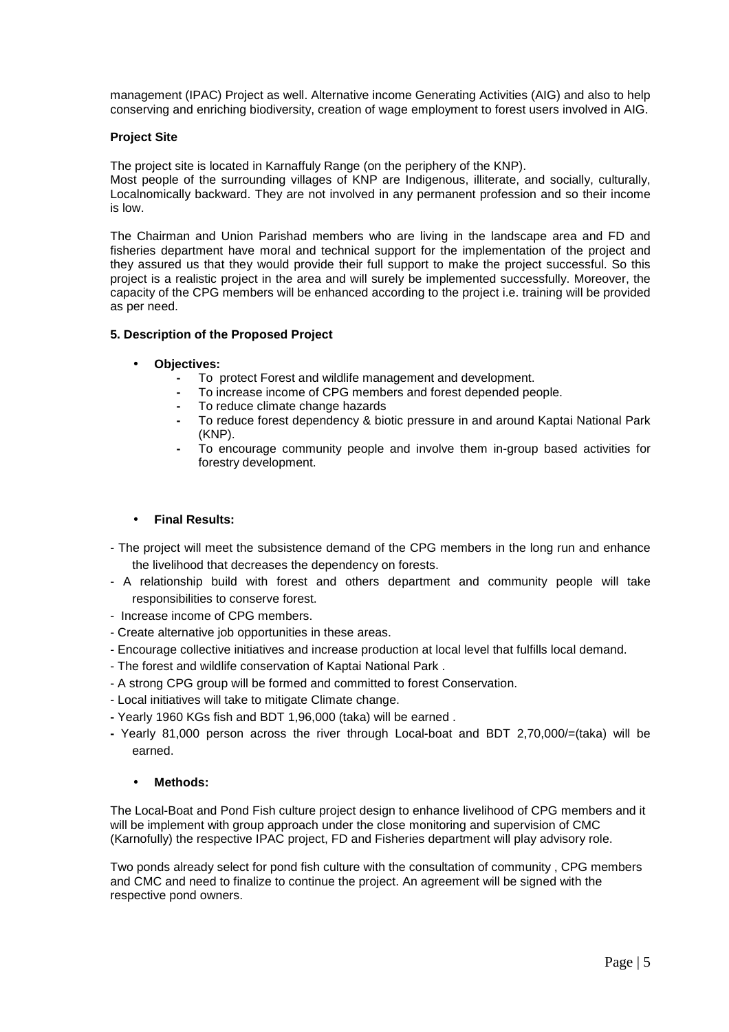management (IPAC) Project as well. Alternative income Generating Activities (AIG) and also to help conserving and enriching biodiversity, creation of wage employment to forest users involved in AIG.

**Project Site**

The project site is located in Karnaffuly Range (on the periphery of the KNP).
Most people of the surrounding villages of KNP are Indigenous, illiterate, and socially, culturally, Localnomically backward. They are not involved in any permanent profession and so their income is low.

The Chairman and Union Parishad members who are living in the landscape area and FD and fisheries department have moral and technical support for the implementation of the project and they assured us that they would provide their full support to make the project successful. So this project is a realistic project in the area and will surely be implemented successfully. Moreover, the capacity of the CPG members will be enhanced according to the project i.e. training will be provided as per need.

**5. Description of the Proposed Project**

- **Objectives:**
  - To protect Forest and wildlife management and development.
  - To increase income of CPG members and forest depended people.
  - To reduce climate change hazards
  - To reduce forest dependency & biotic pressure in and around Kaptai National Park (KNP).
  - To encourage community people and involve them in-group based activities for forestry development.

- **Final Results:**

- The project will meet the subsistence demand of the CPG members in the long run and enhance the livelihood that decreases the dependency on forests.
- A relationship build with forest and others department and community people will take responsibilities to conserve forest.
- Increase income of CPG members.
- Create alternative job opportunities in these areas.
- Encourage collective initiatives and increase production at local level that fulfills local demand.
- The forest and wildlife conservation of Kaptai National Park .
- A strong CPG group will be formed and committed to forest Conservation.
- Local initiatives will take to mitigate Climate change.
- Yearly 1960 KGs fish and BDT 1,96,000 (taka) will be earned .
- Yearly 81,000 person across the river through Local-boat and BDT 2,70,000/=(taka) will be earned.

- **Methods:**

The Local-Boat and Pond Fish culture project design to enhance livelihood of CPG members and it will be implement with group approach under the close monitoring and supervision of CMC (Karnofully) the respective IPAC project, FD and Fisheries department will play advisory role.

Two ponds already select for pond fish culture with the consultation of community , CPG members and CMC and need to finalize to continue the project. An agreement will be signed with the respective pond owners.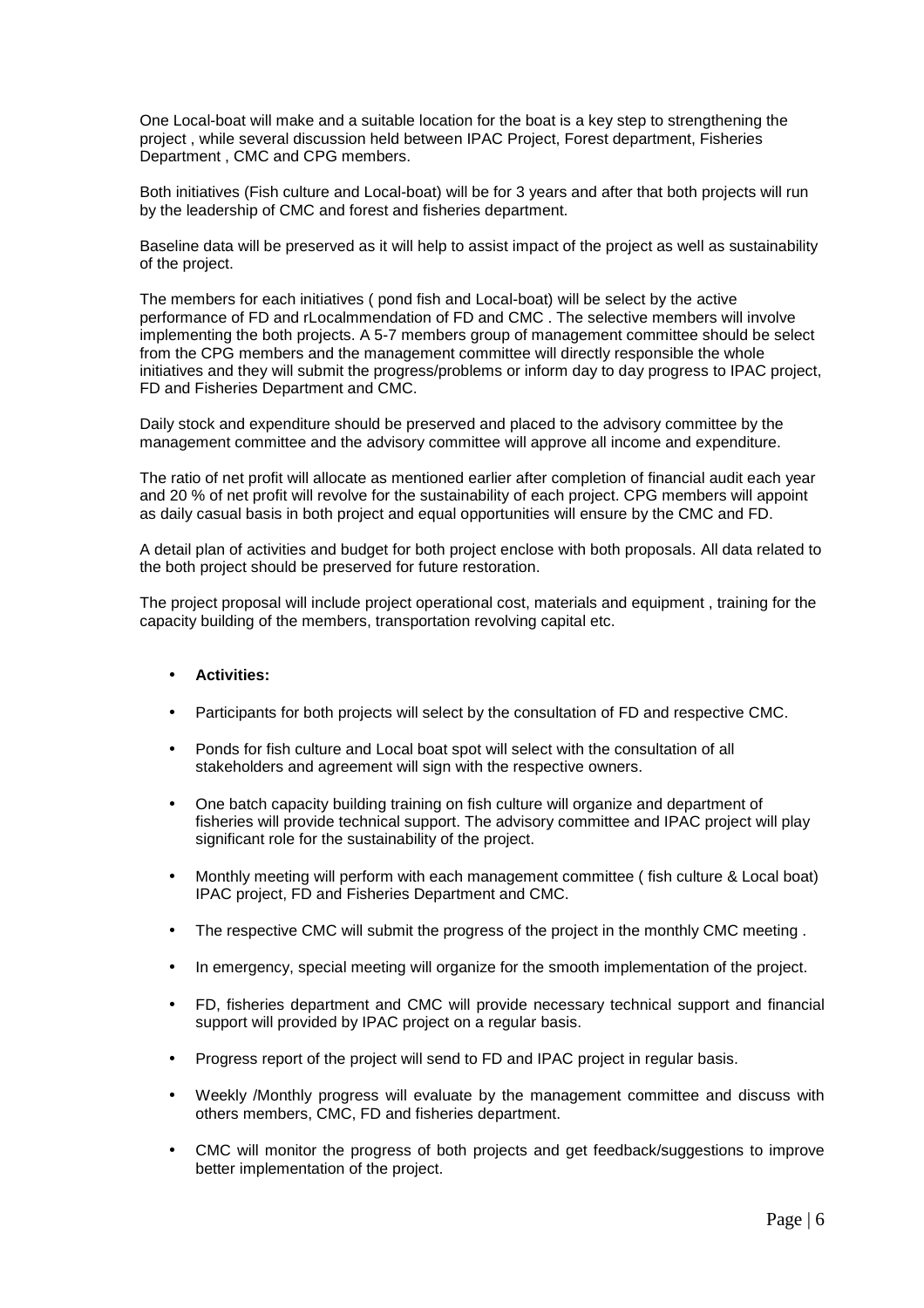One Local-boat will make and a suitable location for the boat is a key step to strengthening the project , while several discussion held between IPAC Project, Forest department, Fisheries Department , CMC and CPG members.

Both initiatives (Fish culture and Local-boat) will be for 3 years and after that both projects will run by the leadership of CMC and forest and fisheries department.

Baseline data will be preserved as it will help to assist impact of the project as well as sustainability of the project.

The members for each initiatives ( pond fish and Local-boat) will be select by the active performance of FD and rLocalmmendation of FD and CMC . The selective members will involve implementing the both projects. A 5-7 members group of management committee should be select from the CPG members and the management committee will directly responsible the whole initiatives and they will submit the progress/problems or inform day to day progress to IPAC project, FD and Fisheries Department and CMC.

Daily stock and expenditure should be preserved and placed to the advisory committee by the management committee and the advisory committee will approve all income and expenditure.

The ratio of net profit will allocate as mentioned earlier after completion of financial audit each year and 20 % of net profit will revolve for the sustainability of each project. CPG members will appoint as daily casual basis in both project and equal opportunities will ensure by the CMC and FD.

A detail plan of activities and budget for both project enclose with both proposals. All data related to the both project should be preserved for future restoration.

The project proposal will include project operational cost, materials and equipment , training for the capacity building of the members, transportation revolving capital etc.

- **Activities:**

- Participants for both projects will select by the consultation of FD and respective CMC.
- Ponds for fish culture and Local boat spot will select with the consultation of all stakeholders and agreement will sign with the respective owners.
- One batch capacity building training on fish culture will organize and department of fisheries will provide technical support. The advisory committee and IPAC project will play significant role for the sustainability of the project.
- Monthly meeting will perform with each management committee ( fish culture & Local boat) IPAC project, FD and Fisheries Department and CMC.
- The respective CMC will submit the progress of the project in the monthly CMC meeting .
- In emergency, special meeting will organize for the smooth implementation of the project.
- FD, fisheries department and CMC will provide necessary technical support and financial support will provided by IPAC project on a regular basis.
- Progress report of the project will send to FD and IPAC project in regular basis.
- Weekly /Monthly progress will evaluate by the management committee and discuss with others members, CMC, FD and fisheries department.
- CMC will monitor the progress of both projects and get feedback/suggestions to improve better implementation of the project.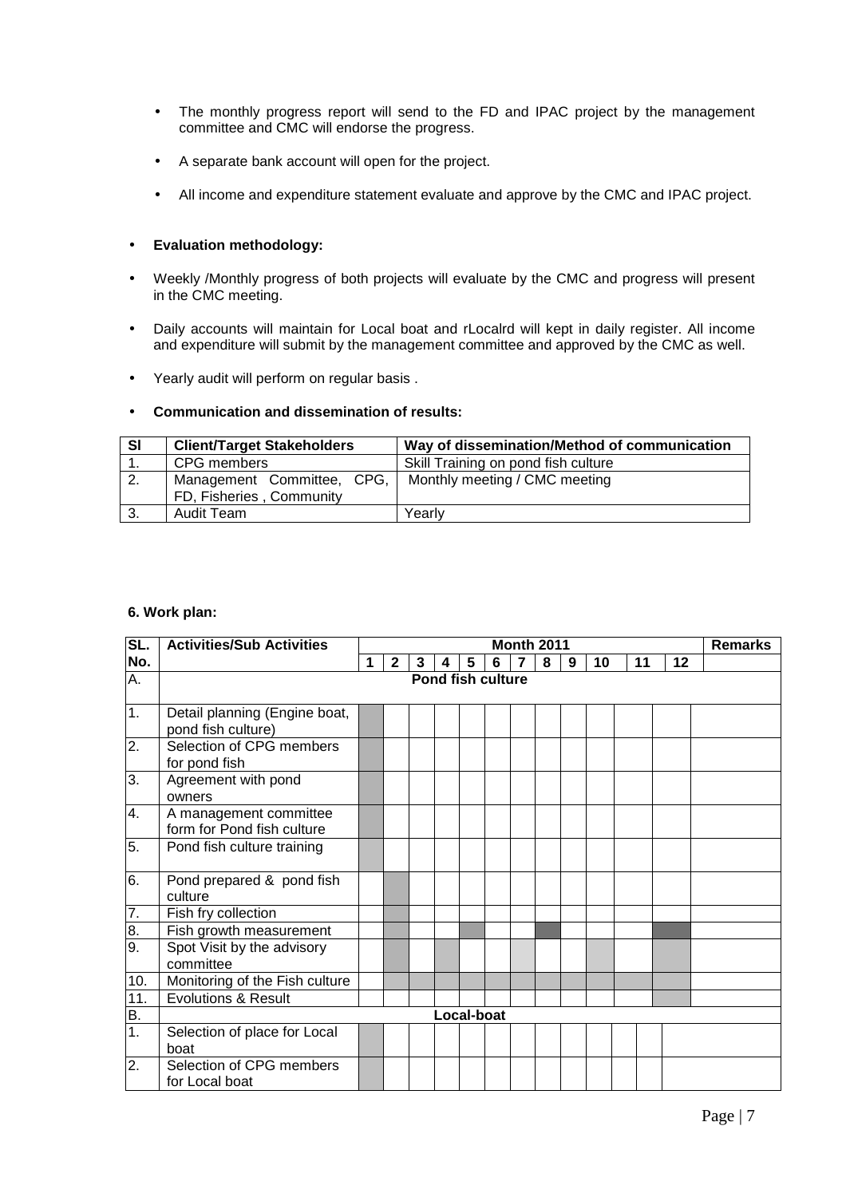- The monthly progress report will send to the FD and IPAC project by the management committee and CMC will endorse the progress.
- A separate bank account will open for the project.
- All income and expenditure statement evaluate and approve by the CMC and IPAC project.

- **Evaluation methodology:**

- Weekly /Monthly progress of both projects will evaluate by the CMC and progress will present in the CMC meeting.
- Daily accounts will maintain for Local boat and rLocalrd will kept in daily register. All income and expenditure will submit by the management committee and approved by the CMC as well.
- Yearly audit will perform on regular basis .

- **Communication and dissemination of results:**

| Sl | Client/Target Stakeholders | Way of dissemination/Method of communication |
|---|---|---|
| 1. | CPG members | Skill Training on pond fish culture |
| 2. | Management Committee, CPG, FD, Fisheries , Community | Monthly meeting / CMC meeting |
| 3. | Audit Team | Yearly |

**6. Work plan:**

| SL. No. | Activities/Sub Activities | Month 2011 | | | | | | | | | | | | Remarks |
|---|---|---|---|---|---|---|---|---|---|---|---|---|---|---|
| | | 1 | 2 | 3 | 4 | 5 | 6 | 7 | 8 | 9 | 10 | 11 | 12 | |
| A. | Pond fish culture | | | | | | | | | | | | | |
| 1. | Detail planning (Engine boat, pond fish culture) | | | | | | | | | | | | | |
| 2. | Selection of CPG members for pond fish | | | | | | | | | | | | | |
| 3. | Agreement with pond owners | | | | | | | | | | | | | |
| 4. | A management committee form for Pond fish culture | | | | | | | | | | | | | |
| 5. | Pond fish culture training | | | | | | | | | | | | | |
| 6. | Pond prepared & pond fish culture | | | | | | | | | | | | | |
| 7. | Fish fry collection | | | | | | | | | | | | | |
| 8. | Fish growth measurement | | | | | | | | | | | | | |
| 9. | Spot Visit by the advisory committee | | | | | | | | | | | | | |
| 10. | Monitoring of the Fish culture | | | | | | | | | | | | | |
| 11. | Evolutions & Result | | | | | | | | | | | | | |
| B. | Local-boat | | | | | | | | | | | | | |
| 1. | Selection of place for Local boat | | | | | | | | | | | | | |
| 2. | Selection of CPG members for Local boat | | | | | | | | | | | | | |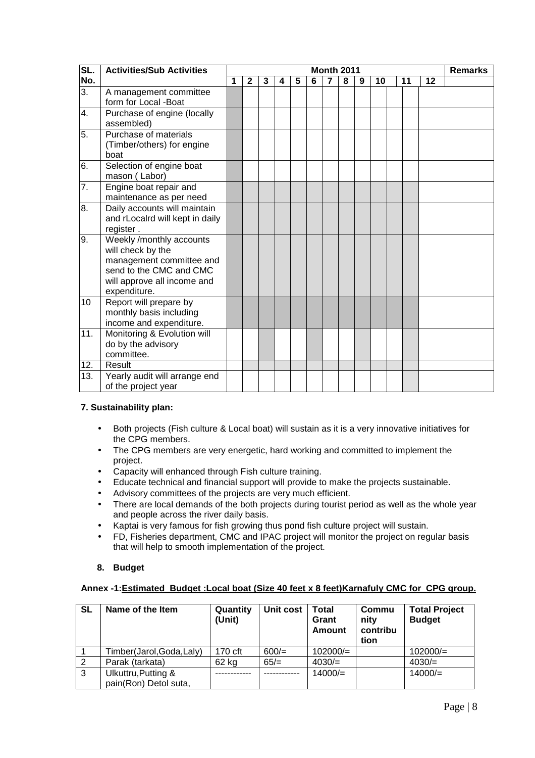| SL. No. | Activities/Sub Activities | Month 2011 | | | | | | | | | | | | Remarks |
|---|---|---|---|---|---|---|---|---|---|---|---|---|---|---|
| | | 1 | 2 | 3 | 4 | 5 | 6 | 7 | 8 | 9 | 10 | 11 | 12 | |
| 3. | A management committee form for Local -Boat | | | | | | | | | | | | | |
| 4. | Purchase of engine (locally assembled) | | | | | | | | | | | | | |
| 5. | Purchase of materials (Timber/others) for engine boat | | | | | | | | | | | | | |
| 6. | Selection of engine boat mason ( Labor) | | | | | | | | | | | | | |
| 7. | Engine boat repair and maintenance as per need | | | | | | | | | | | | | |
| 8. | Daily accounts will maintain and rLocalrd will kept in daily register . | | | | | | | | | | | | | |
| 9. | Weekly /monthly accounts will check by the management committee and send to the CMC and CMC will approve all income and expenditure. | | | | | | | | | | | | | |
| 10 | Report will prepare by monthly basis including income and expenditure. | | | | | | | | | | | | | |
| 11. | Monitoring & Evolution will do by the advisory committee. | | | | | | | | | | | | | |
| 12. | Result | | | | | | | | | | | | | |
| 13. | Yearly audit will arrange end of the project year | | | | | | | | | | | | | |

**7. Sustainability plan:**

- Both projects (Fish culture & Local boat) will sustain as it is a very innovative initiatives for the CPG members.
- The CPG members are very energetic, hard working and committed to implement the project.
- Capacity will enhanced through Fish culture training.
- Educate technical and financial support will provide to make the projects sustainable.
- Advisory committees of the projects are very much efficient.
- There are local demands of the both projects during tourist period as well as the whole year and people across the river daily basis.
- Kaptai is very famous for fish growing thus pond fish culture project will sustain.
- FD, Fisheries department, CMC and IPAC project will monitor the project on regular basis that will help to smooth implementation of the project.

**8. Budget**

**Annex -1:Estimated Budget :Local boat (Size 40 feet x 8 feet)Karnafuly CMC for CPG group.**

| SL | Name of the Item | Quantity (Unit) | Unit cost | Total Grant Amount | Community contribution | Total Project Budget |
|---|---|---|---|---|---|---|
| 1 | Timber(Jarol,Goda,Laly) | 170 cft | 600/= | 102000/= | | 102000/= |
| 2 | Parak (tarkata) | 62 kg | 65/= | 4030/= | | 4030/= |
| 3 | Ulkuttru,Putting & pain(Ron) Detol suta, | ------------ | ------------ | 14000/= | | 14000/= |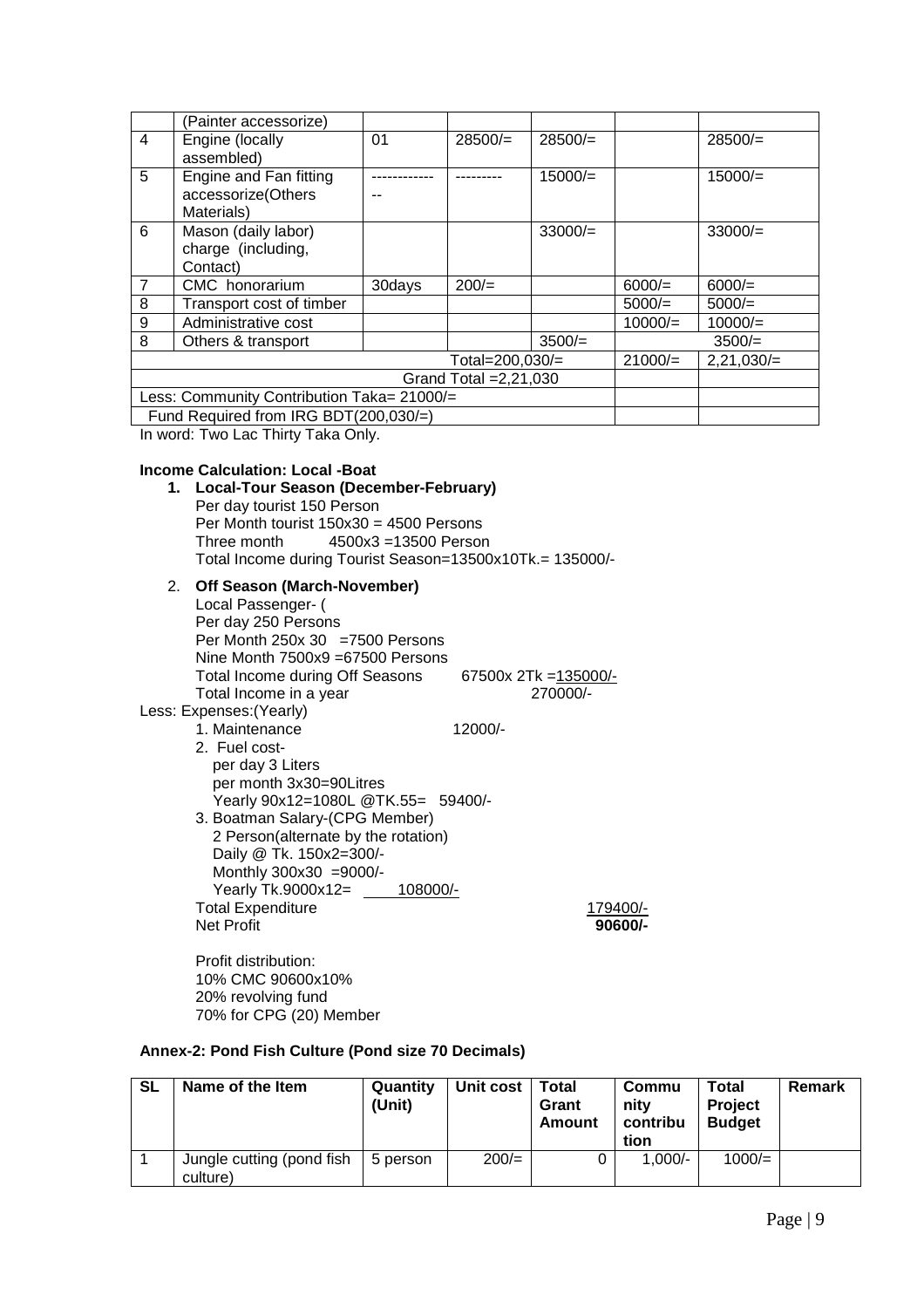|   | (Painter accessorize) |   |   |   |   |   |
|---|---|---|---|---|---|---|
| 4 | Engine (locally assembled) | 01 | 28500/= | 28500/= |   | 28500/= |
| 5 | Engine and Fan fitting accessorize(Others Materials) | -------------- | --------- | 15000/= |   | 15000/= |
| 6 | Mason (daily labor) charge (including, Contact) |   |   | 33000/= |   | 33000/= |
| 7 | CMC honorarium | 30days | 200/= |   | 6000/= | 6000/= |
| 8 | Transport cost of timber |   |   |   | 5000/= | 5000/= |
| 9 | Administrative cost |   |   |   | 10000/= | 10000/= |
| 8 | Others & transport |   |   | 3500/= |   | 3500/= |
| Total=200,030/= |   |   |   |   | 21000/= | 2,21,030/= |
| Grand Total =2,21,030 |   |   |   |   |   |   |
| Less: Community Contribution Taka= 21000/= |   |   |   |   |   |   |
| Fund Required from IRG BDT(200,030/=) |   |   |   |   |   |   |

In word: Two Lac Thirty Taka Only.

**Income Calculation: Local -Boat**

1. **Local-Tour Season (December-February)**
   Per day tourist 150 Person
   Per Month tourist 150x30 = 4500 Persons
   Three month 4500x3 =13500 Person
   Total Income during Tourist Season=13500x10Tk.= 135000/-

2. **Off Season (March-November)**
   Local Passenger- (
   Per day 250 Persons
   Per Month 250x 30 =7500 Persons
   Nine Month 7500x9 =67500 Persons
   Total Income during Off Seasons 67500x 2Tk =135000/-
   Total Income in a year 270000/-

Less: Expenses:(Yearly)

1. Maintenance 12000/-
2. Fuel cost-
   per day 3 Liters
   per month 3x30=90Litres
   Yearly 90x12=1080L @TK.55= 59400/-
3. Boatman Salary-(CPG Member)
   2 Person(alternate by the rotation)
   Daily @ Tk. 150x2=300/-
   Monthly 300x30 =9000/-
   Yearly Tk.9000x12= 108000/-

Total Expenditure 179400/-
Net Profit **90600/-**

Profit distribution:
10% CMC 90600x10%
20% revolving fund
70% for CPG (20) Member

**Annex-2: Pond Fish Culture (Pond size 70 Decimals)**

| SL | Name of the Item | Quantity (Unit) | Unit cost | Total Grant Amount | Community contribution | Total Project Budget | Remark |
|---|---|---|---|---|---|---|---|
| 1 | Jungle cutting (pond fish culture) | 5 person | 200/= | 0 | 1,000/- | 1000/= |   |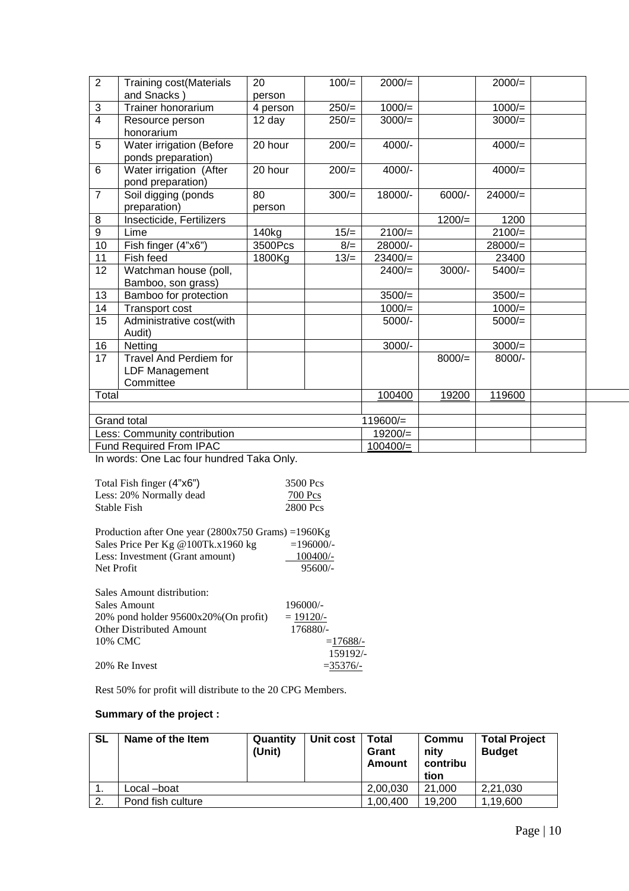| 2 | Training cost(Materials and Snacks ) | 20 person | 100/= | 2000/= | | 2000/= | |
|---|---|---|---|---|---|---|---|
| 3 | Trainer honorarium | 4 person | 250/= | 1000/= | | 1000/= | |
| 4 | Resource person honorarium | 12 day | 250/= | 3000/= | | 3000/= | |
| 5 | Water irrigation (Before ponds preparation) | 20 hour | 200/= | 4000/- | | 4000/= | |
| 6 | Water irrigation (After pond preparation) | 20 hour | 200/= | 4000/- | | 4000/= | |
| 7 | Soil digging (ponds preparation) | 80 person | 300/= | 18000/- | 6000/- | 24000/= | |
| 8 | Insecticide, Fertilizers | | | | 1200/= | 1200 | |
| 9 | Lime | 140kg | 15/= | 2100/= | | 2100/= | |
| 10 | Fish finger (4"x6") | 3500Pcs | 8/= | 28000/- | | 28000/= | |
| 11 | Fish feed | 1800Kg | 13/= | 23400/= | | 23400 | |
| 12 | Watchman house (poll, Bamboo, son grass) | | | 2400/= | 3000/- | 5400/= | |
| 13 | Bamboo for protection | | | 3500/= | | 3500/= | |
| 14 | Transport cost | | | 1000/= | | 1000/= | |
| 15 | Administrative cost(with Audit) | | | 5000/- | | 5000/= | |
| 16 | Netting | | | 3000/- | | 3000/= | |
| 17 | Travel And Perdiem for LDF Management Committee | | | | 8000/= | 8000/- | |
| Total | | | | 100400 | 19200 | 119600 | |
| | | | | | | | |
| Grand total | | | | 119600/= | | | |
| Less: Community contribution | | | | 19200/= | | | |
| Fund Required From IPAC | | | | 100400/= | | | |

In words: One Lac four hundred Taka Only.

Total Fish finger (4"x6") 3500 Pcs
Less: 20% Normally dead 700 Pcs
Stable Fish 2800 Pcs

Production after One year (2800x750 Grams) =1960Kg
Sales Price Per Kg @100Tk.x1960 kg =196000/-
Less: Investment (Grant amount) 100400/-
Net Profit 95600/-

Sales Amount distribution:
Sales Amount 196000/-
20% pond holder 95600x20%(On profit) = 19120/-
Other Distributed Amount 176880/-
10% CMC =17688/-
159192/-
20% Re Invest =35376/-

Rest 50% for profit will distribute to the 20 CPG Members.

**Summary of the project :**

| SL | Name of the Item | Quantity (Unit) | Unit cost | Total Grant Amount | Community contribution | Total Project Budget |
|---|---|---|---|---|---|---|
| 1. | Local –boat | | | 2,00,030 | 21,000 | 2,21,030 |
| 2. | Pond fish culture | | | 1,00,400 | 19,200 | 1,19,600 |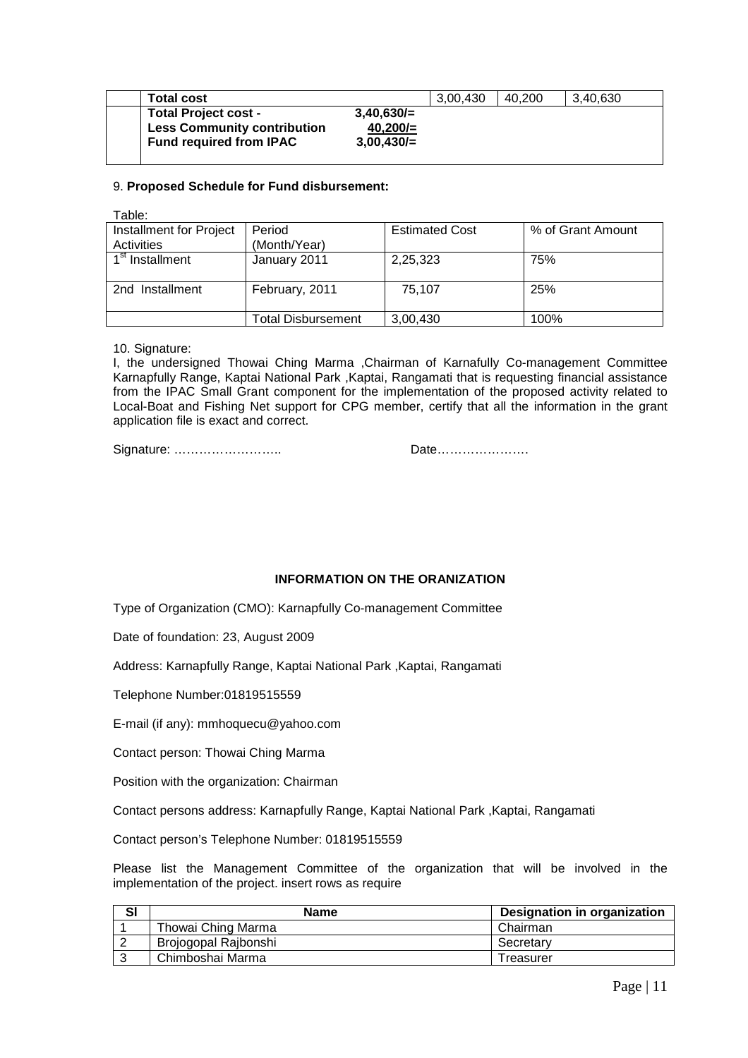| | Total cost | | 3,00,430 | 40,200 | 3,40,630 |
|---|---|---|---|---|---|
| | **Total Project cost -** **Less Community contribution** **Fund required from IPAC** | **3,40,630/=** **40,200/=** **3,00,430/=** | | | |

9. **Proposed Schedule for Fund disbursement:**

Table:

| Installment for Project Activities | Period (Month/Year) | Estimated Cost | % of Grant Amount |
|---|---|---|---|
| 1st Installment | January 2011 | 2,25,323 | 75% |
| 2nd Installment | February, 2011 | 75,107 | 25% |
| | Total Disbursement | 3,00,430 | 100% |

10. Signature:

I, the undersigned Thowai Ching Marma ,Chairman of Karnafully Co-management Committee Karnapfully Range, Kaptai National Park ,Kaptai, Rangamati that is requesting financial assistance from the IPAC Small Grant component for the implementation of the proposed activity related to Local-Boat and Fishing Net support for CPG member, certify that all the information in the grant application file is exact and correct.

Signature: …………………….. Date…………………

## INFORMATION ON THE ORANIZATION

Type of Organization (CMO): Karnapfully Co-management Committee

Date of foundation: 23, August 2009

Address: Karnapfully Range, Kaptai National Park ,Kaptai, Rangamati

Telephone Number:01819515559

E-mail (if any): mmhoquecu@yahoo.com

Contact person: Thowai Ching Marma

Position with the organization: Chairman

Contact persons address: Karnapfully Range, Kaptai National Park ,Kaptai, Rangamati

Contact person's Telephone Number: 01819515559

Please list the Management Committee of the organization that will be involved in the implementation of the project. insert rows as require

| Sl | Name | Designation in organization |
|---|---|---|
| 1 | Thowai Ching Marma | Chairman |
| 2 | Brojogopal Rajbonshi | Secretary |
| 3 | Chimboshai Marma | Treasurer |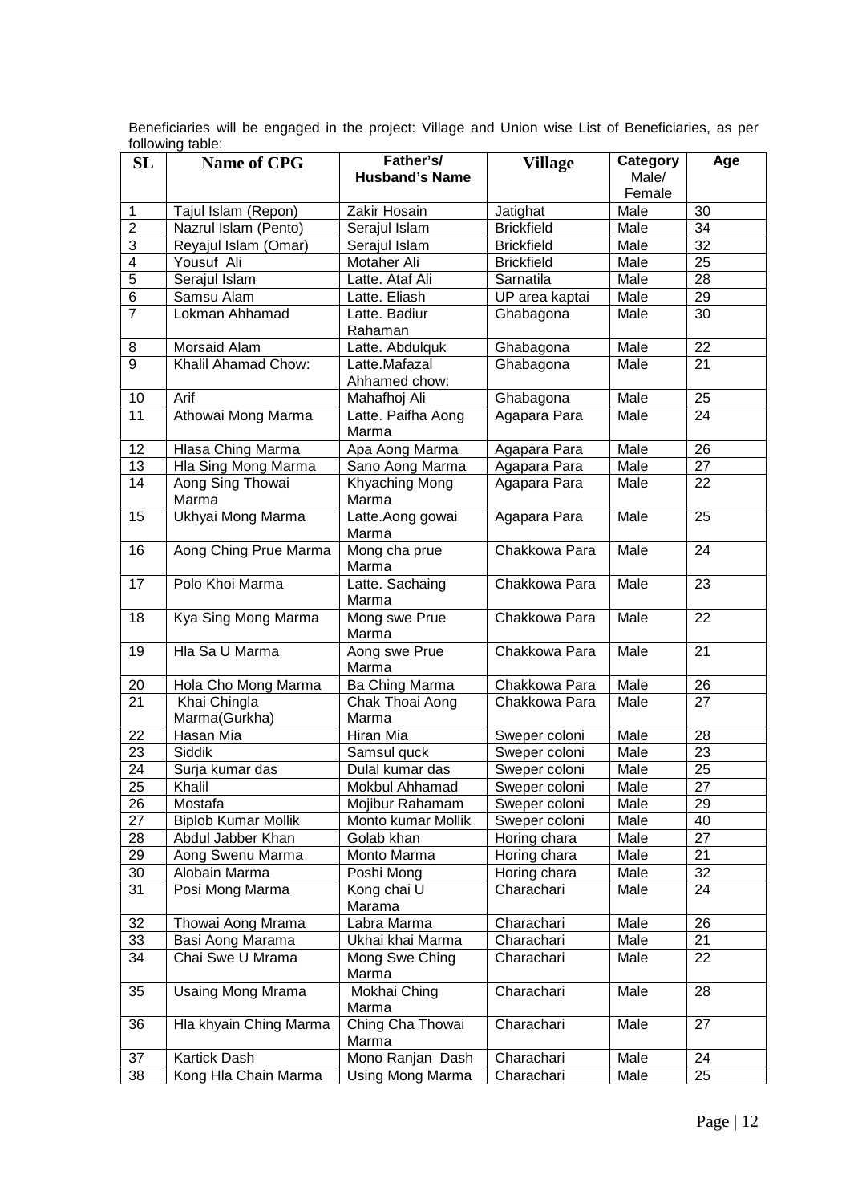Beneficiaries will be engaged in the project: Village and Union wise List of Beneficiaries, as per following table:

| SL | Name of CPG | Father's/ Husband's Name | Village | Category Male/ Female | Age |
|---|---|---|---|---|---|
| 1 | Tajul Islam (Repon) | Zakir Hosain | Jatighat | Male | 30 |
| 2 | Nazrul Islam (Pento) | Serajul Islam | Brickfield | Male | 34 |
| 3 | Reyajul Islam (Omar) | Serajul Islam | Brickfield | Male | 32 |
| 4 | Yousuf Ali | Motaher Ali | Brickfield | Male | 25 |
| 5 | Serajul Islam | Latte. Ataf Ali | Sarnatila | Male | 28 |
| 6 | Samsu Alam | Latte. Eliash | UP area kaptai | Male | 29 |
| 7 | Lokman Ahhamad | Latte. Badiur Rahaman | Ghabagona | Male | 30 |
| 8 | Morsaid Alam | Latte. Abdulquk | Ghabagona | Male | 22 |
| 9 | Khalil Ahamad Chow: | Latte.Mafazal Ahhamed chow: | Ghabagona | Male | 21 |
| 10 | Arif | Mahafhoj Ali | Ghabagona | Male | 25 |
| 11 | Athowai Mong Marma | Latte. Paifha Aong Marma | Agapara Para | Male | 24 |
| 12 | Hlasa Ching Marma | Apa Aong Marma | Agapara Para | Male | 26 |
| 13 | Hla Sing Mong Marma | Sano Aong Marma | Agapara Para | Male | 27 |
| 14 | Aong Sing Thowai Marma | Khyaching Mong Marma | Agapara Para | Male | 22 |
| 15 | Ukhyai Mong Marma | Latte.Aong gowai Marma | Agapara Para | Male | 25 |
| 16 | Aong Ching Prue Marma | Mong cha prue Marma | Chakkowa Para | Male | 24 |
| 17 | Polo Khoi Marma | Latte. Sachaing Marma | Chakkowa Para | Male | 23 |
| 18 | Kya Sing Mong Marma | Mong swe Prue Marma | Chakkowa Para | Male | 22 |
| 19 | Hla Sa U Marma | Aong swe Prue Marma | Chakkowa Para | Male | 21 |
| 20 | Hola Cho Mong Marma | Ba Ching Marma | Chakkowa Para | Male | 26 |
| 21 | Khai Chingla Marma(Gurkha) | Chak Thoai Aong Marma | Chakkowa Para | Male | 27 |
| 22 | Hasan Mia | Hiran Mia | Sweper coloni | Male | 28 |
| 23 | Siddik | Samsul quck | Sweper coloni | Male | 23 |
| 24 | Surja kumar das | Dulal kumar das | Sweper coloni | Male | 25 |
| 25 | Khalil | Mokbul Ahhamad | Sweper coloni | Male | 27 |
| 26 | Mostafa | Mojibur Rahamam | Sweper coloni | Male | 29 |
| 27 | Biplob Kumar Mollik | Monto kumar Mollik | Sweper coloni | Male | 40 |
| 28 | Abdul Jabber Khan | Golab khan | Horing chara | Male | 27 |
| 29 | Aong Swenu Marma | Monto Marma | Horing chara | Male | 21 |
| 30 | Alobain Marma | Poshi Mong | Horing chara | Male | 32 |
| 31 | Posi Mong Marma | Kong chai U Marama | Charachari | Male | 24 |
| 32 | Thowai Aong Mrama | Labra Marma | Charachari | Male | 26 |
| 33 | Basi Aong Marama | Ukhai khai Marma | Charachari | Male | 21 |
| 34 | Chai Swe U Mrama | Mong Swe Ching Marma | Charachari | Male | 22 |
| 35 | Usaing Mong Mrama | Mokhai Ching Marma | Charachari | Male | 28 |
| 36 | Hla khyain Ching Marma | Ching Cha Thowai Marma | Charachari | Male | 27 |
| 37 | Kartick Dash | Mono Ranjan Dash | Charachari | Male | 24 |
| 38 | Kong Hla Chain Marma | Using Mong Marma | Charachari | Male | 25 |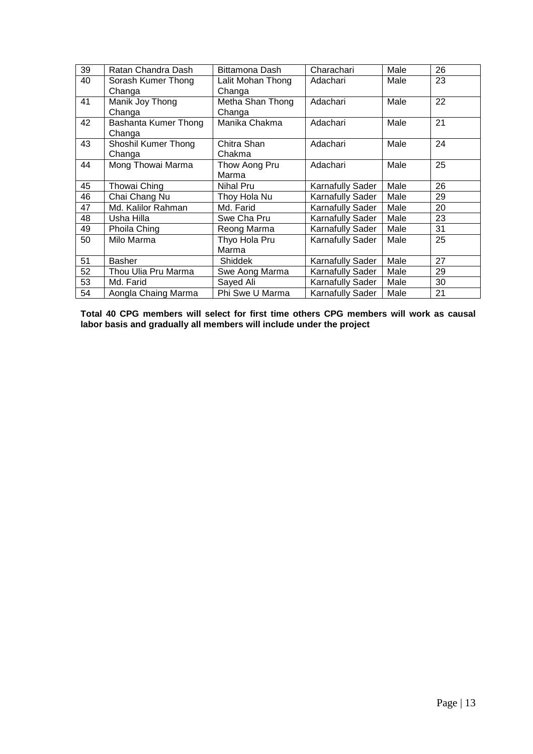| 39 | Ratan Chandra Dash | Bittamona Dash | Charachari | Male | 26 |
|---|---|---|---|---|---|
| 40 | Sorash Kumer Thong Changa | Lalit Mohan Thong Changa | Adachari | Male | 23 |
| 41 | Manik Joy Thong Changa | Metha Shan Thong Changa | Adachari | Male | 22 |
| 42 | Bashanta Kumer Thong Changa | Manika Chakma | Adachari | Male | 21 |
| 43 | Shoshil Kumer Thong Changa | Chitra Shan Chakma | Adachari | Male | 24 |
| 44 | Mong Thowai Marma | Thow Aong Pru Marma | Adachari | Male | 25 |
| 45 | Thowai Ching | Nihal Pru | Karnafully Sader | Male | 26 |
| 46 | Chai Chang Nu | Thoy Hola Nu | Karnafully Sader | Male | 29 |
| 47 | Md. Kalilor Rahman | Md. Farid | Karnafully Sader | Male | 20 |
| 48 | Usha Hilla | Swe Cha Pru | Karnafully Sader | Male | 23 |
| 49 | Phoila Ching | Reong Marma | Karnafully Sader | Male | 31 |
| 50 | Milo Marma | Thyo Hola Pru Marma | Karnafully Sader | Male | 25 |
| 51 | Basher | Shiddek | Karnafully Sader | Male | 27 |
| 52 | Thou Ulia Pru Marma | Swe Aong Marma | Karnafully Sader | Male | 29 |
| 53 | Md. Farid | Sayed Ali | Karnafully Sader | Male | 30 |
| 54 | Aongla Chaing Marma | Phi Swe U Marma | Karnafully Sader | Male | 21 |

**Total 40 CPG members will select for first time others CPG members will work as causal labor basis and gradually all members will include under the project**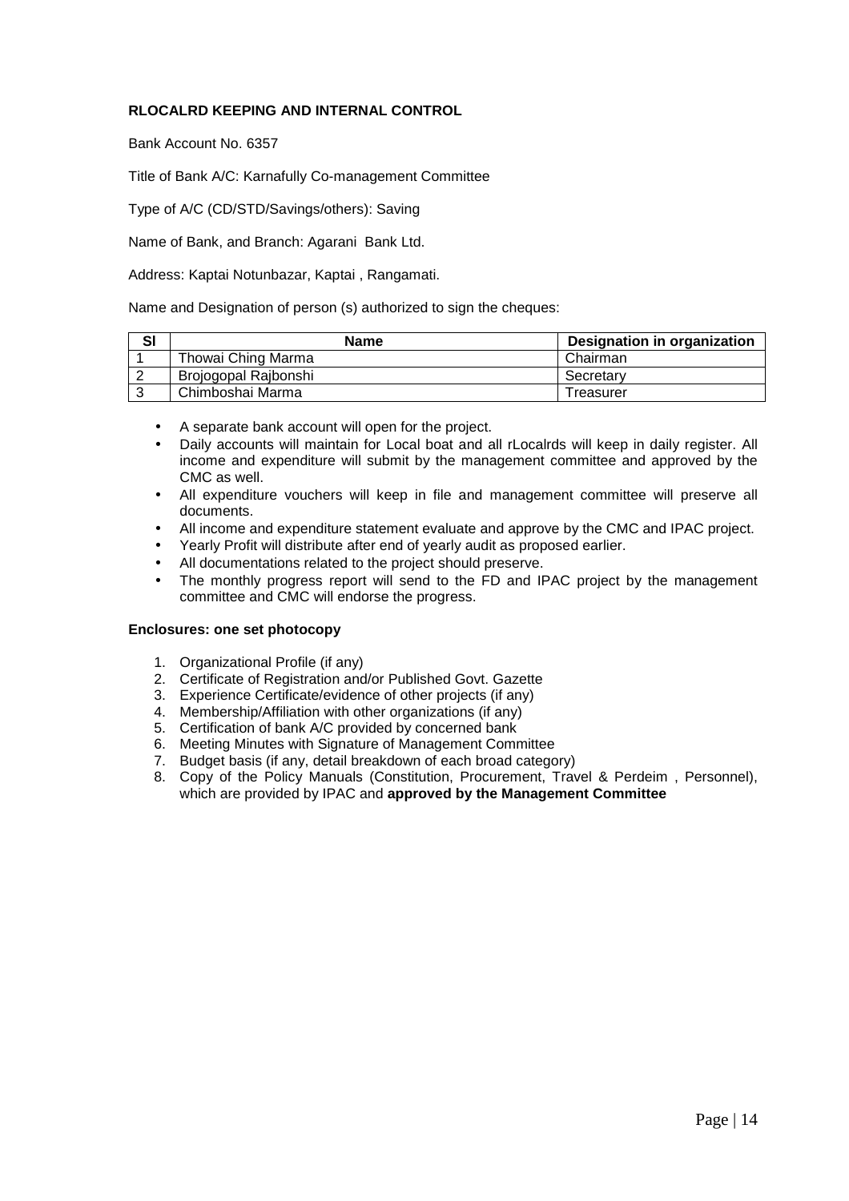**RLOCALRD KEEPING AND INTERNAL CONTROL**

Bank Account No. 6357

Title of Bank A/C: Karnafully Co-management Committee

Type of A/C (CD/STD/Savings/others): Saving

Name of Bank, and Branch: Agarani Bank Ltd.

Address: Kaptai Notunbazar, Kaptai , Rangamati.

Name and Designation of person (s) authorized to sign the cheques:

| Sl | Name | Designation in organization |
|---|---|---|
| 1 | Thowai Ching Marma | Chairman |
| 2 | Brojogopal Rajbonshi | Secretary |
| 3 | Chimboshai Marma | Treasurer |

- A separate bank account will open for the project.
- Daily accounts will maintain for Local boat and all rLocalrds will keep in daily register. All income and expenditure will submit by the management committee and approved by the CMC as well.
- All expenditure vouchers will keep in file and management committee will preserve all documents.
- All income and expenditure statement evaluate and approve by the CMC and IPAC project.
- Yearly Profit will distribute after end of yearly audit as proposed earlier.
- All documentations related to the project should preserve.
- The monthly progress report will send to the FD and IPAC project by the management committee and CMC will endorse the progress.

**Enclosures: one set photocopy**

1. Organizational Profile (if any)
2. Certificate of Registration and/or Published Govt. Gazette
3. Experience Certificate/evidence of other projects (if any)
4. Membership/Affiliation with other organizations (if any)
5. Certification of bank A/C provided by concerned bank
6. Meeting Minutes with Signature of Management Committee
7. Budget basis (if any, detail breakdown of each broad category)
8. Copy of the Policy Manuals (Constitution, Procurement, Travel & Perdeim , Personnel), which are provided by IPAC and **approved by the Management Committee**